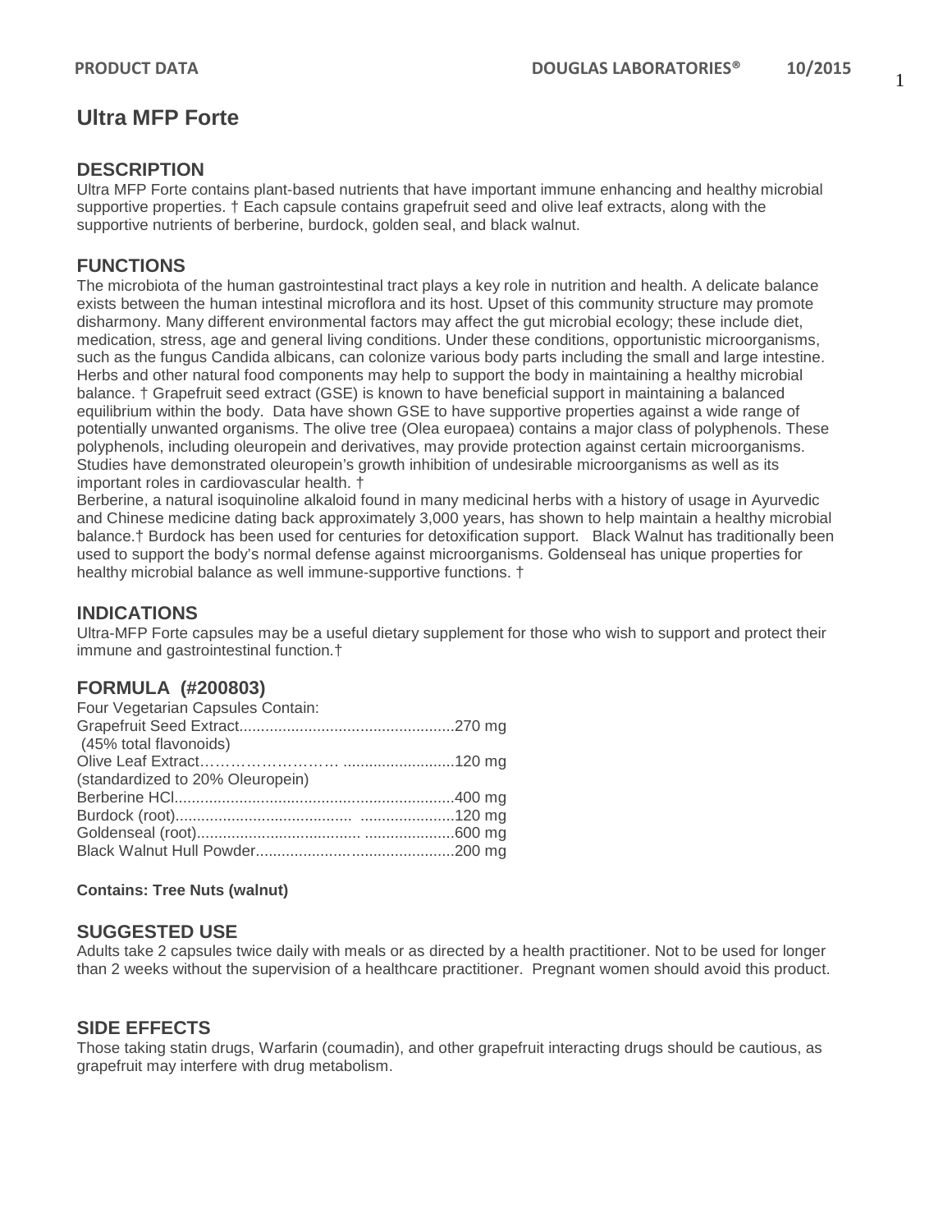# Ultra MFP Forte

## DESCRIPTION

Ultra MFP Forte contains plant-based nutrients that have important immune enhancing and healthy microbial supportive properties. † Each capsule contains grapefruit seed and olive leaf extracts, along with the supportive nutrients of berberine, burdock, golden seal, and black walnut.

## FUNCTIONS

The microbiota of the human gastrointestinal tract plays a key role in nutrition and health. A delicate balance exists between the human intestinal microflora and its host. Upset of this community structure may promote disharmony. Many different environmental factors may affect the gut microbial ecology; these include diet, medication, stress, age and general living conditions. Under these conditions, opportunistic microorganisms, such as the fungus Candida albicans, can colonize various body parts including the small and large intestine. Herbs and other natural food components may help to support the body in maintaining a healthy microbial balance. † Grapefruit seed extract (GSE) is known to have beneficial support in maintaining a balanced equilibrium within the body. Data have shown GSE to have supportive properties against a wide range of potentially unwanted organisms. The olive tree (Olea europaea) contains a major class of polyphenols. These polyphenols, including oleuropein and derivatives, may provide protection against certain microorganisms. Studies have demonstrated oleuropein's growth inhibition of undesirable microorganisms as well as its important roles in cardiovascular health. †

Berberine, a natural isoquinoline alkaloid found in many medicinal herbs with a history of usage in Ayurvedic and Chinese medicine dating back approximately 3,000 years, has shown to help maintain a healthy microbial balance.† Burdock has been used for centuries for detoxification support. Black Walnut has traditionally been used to support the body's normal defense against microorganisms. Goldenseal has unique properties for healthy microbial balance as well immune-supportive functions. †

## INDICATIONS

Ultra-MFP Forte capsules may be a useful dietary supplement for those who wish to support and protect their immune and gastrointestinal function.†

## FORMULA (#200803)

Four Vegetarian Capsules Contain:

| Ingredient | Amount |
|---|---|
| Grapefruit Seed Extract (45% total flavonoids) | 270 mg |
| Olive Leaf Extract (standardized to 20% Oleuropein) | 120 mg |
| Berberine HCl | 400 mg |
| Burdock (root) | 120 mg |
| Goldenseal (root) | 600 mg |
| Black Walnut Hull Powder | 200 mg |

**Contains: Tree Nuts (walnut)**

## SUGGESTED USE

Adults take 2 capsules twice daily with meals or as directed by a health practitioner. Not to be used for longer than 2 weeks without the supervision of a healthcare practitioner. Pregnant women should avoid this product.

## SIDE EFFECTS

Those taking statin drugs, Warfarin (coumadin), and other grapefruit interacting drugs should be cautious, as grapefruit may interfere with drug metabolism.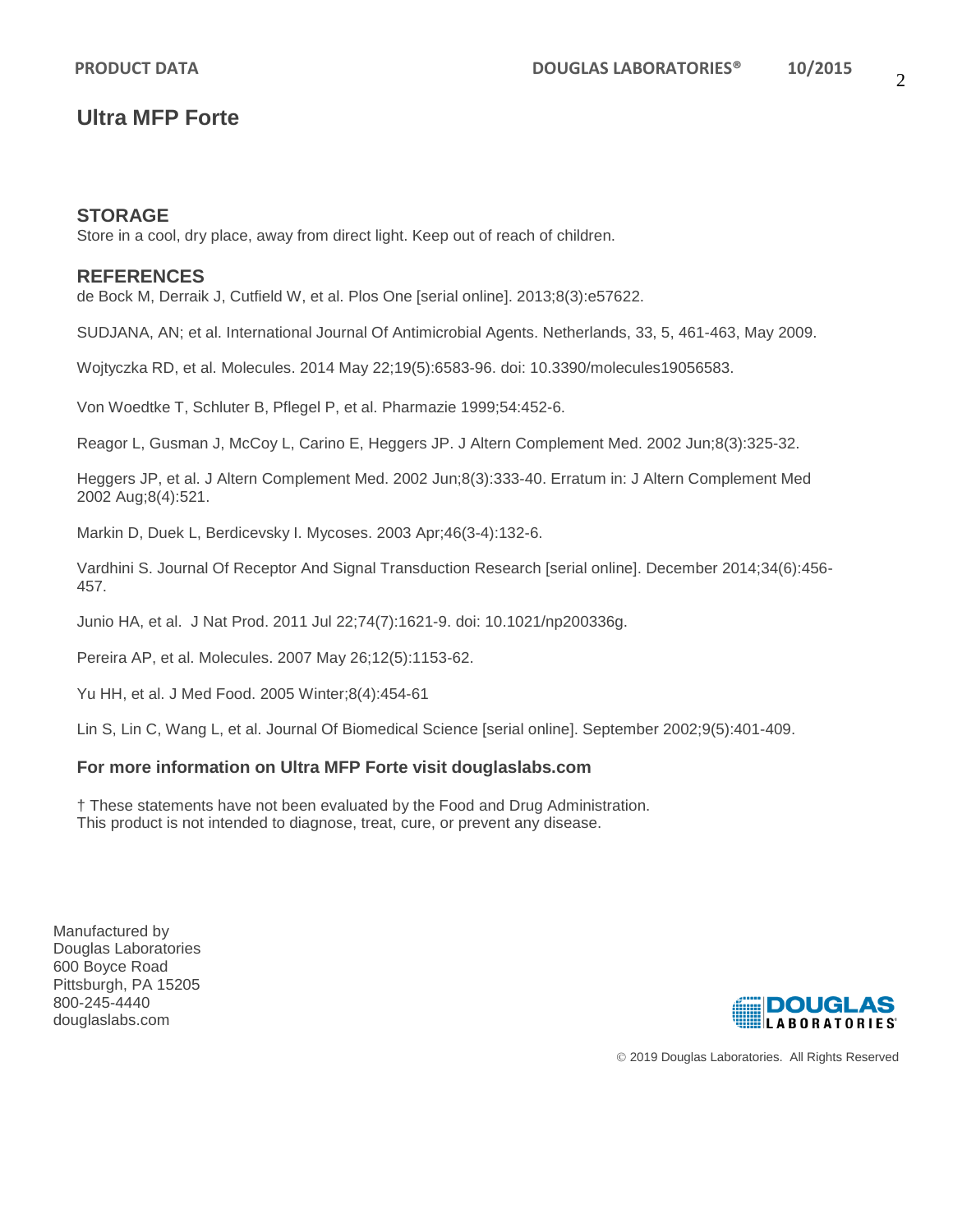# Ultra MFP Forte

## STORAGE

Store in a cool, dry place, away from direct light. Keep out of reach of children.

## REFERENCES

de Bock M, Derraik J, Cutfield W, et al. Plos One [serial online]. 2013;8(3):e57622.

SUDJANA, AN; et al. International Journal Of Antimicrobial Agents. Netherlands, 33, 5, 461-463, May 2009.

Wojtyczka RD, et al. Molecules. 2014 May 22;19(5):6583-96. doi: 10.3390/molecules19056583.

Von Woedtke T, Schluter B, Pflegel P, et al. Pharmazie 1999;54:452-6.

Reagor L, Gusman J, McCoy L, Carino E, Heggers JP. J Altern Complement Med. 2002 Jun;8(3):325-32.

Heggers JP, et al. J Altern Complement Med. 2002 Jun;8(3):333-40. Erratum in: J Altern Complement Med 2002 Aug;8(4):521.

Markin D, Duek L, Berdicevsky I. Mycoses. 2003 Apr;46(3-4):132-6.

Vardhini S. Journal Of Receptor And Signal Transduction Research [serial online]. December 2014;34(6):456-457.

Junio HA, et al. J Nat Prod. 2011 Jul 22;74(7):1621-9. doi: 10.1021/np200336g.

Pereira AP, et al. Molecules. 2007 May 26;12(5):1153-62.

Yu HH, et al. J Med Food. 2005 Winter;8(4):454-61

Lin S, Lin C, Wang L, et al. Journal Of Biomedical Science [serial online]. September 2002;9(5):401-409.

**For more information on Ultra MFP Forte visit douglaslabs.com**

† These statements have not been evaluated by the Food and Drug Administration.
This product is not intended to diagnose, treat, cure, or prevent any disease.

Manufactured by
Douglas Laboratories
600 Boyce Road
Pittsburgh, PA 15205
800-245-4440
douglaslabs.com

DOUGLAS LABORATORIES®

© 2019 Douglas Laboratories. All Rights Reserved